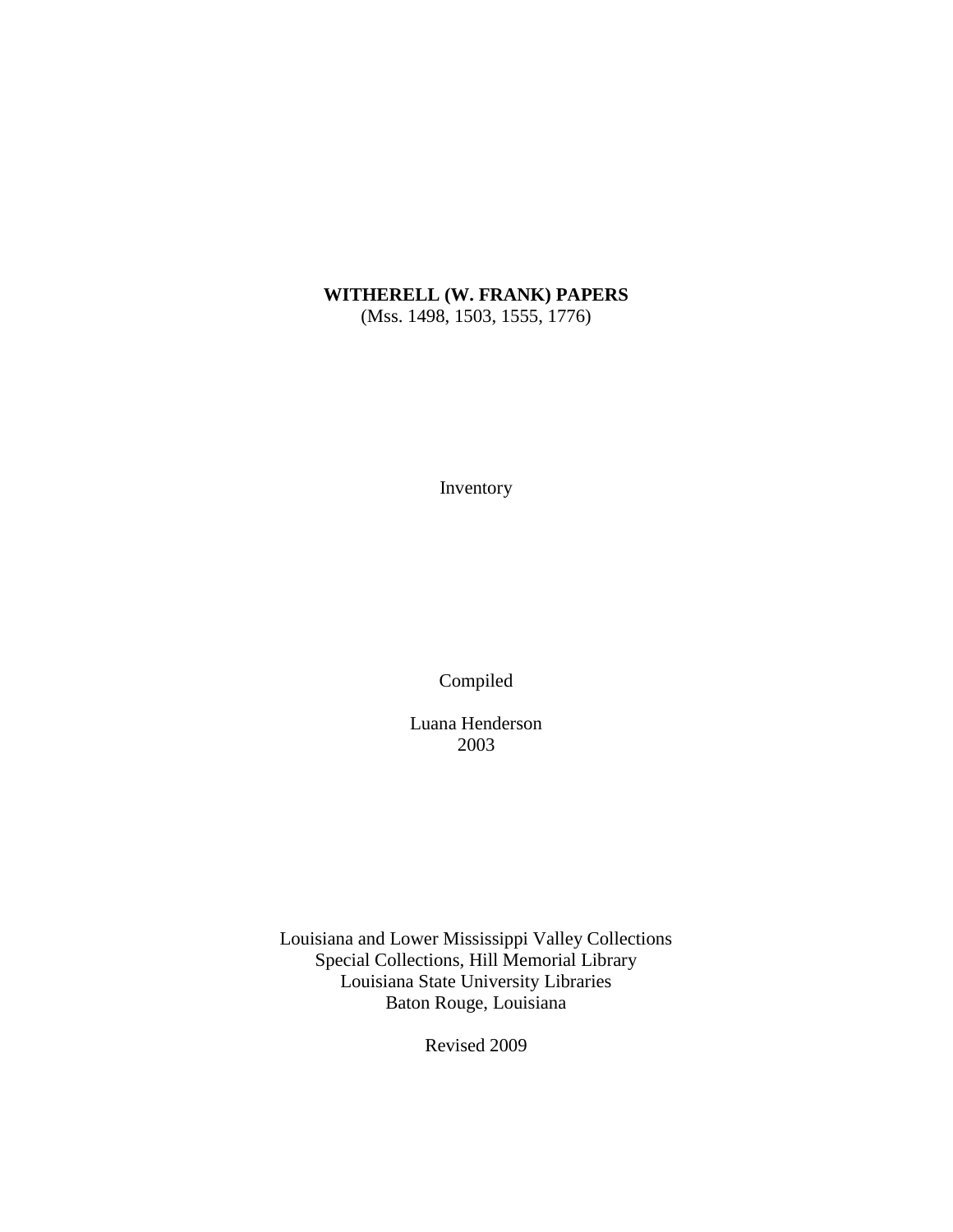# WITHERELL (W. FRANK) PAPERS

(Mss. 1498, 1503, 1555, 1776)

Inventory

Compiled

Luana Henderson
2003

Louisiana and Lower Mississippi Valley Collections
Special Collections, Hill Memorial Library
Louisiana State University Libraries
Baton Rouge, Louisiana

Revised 2009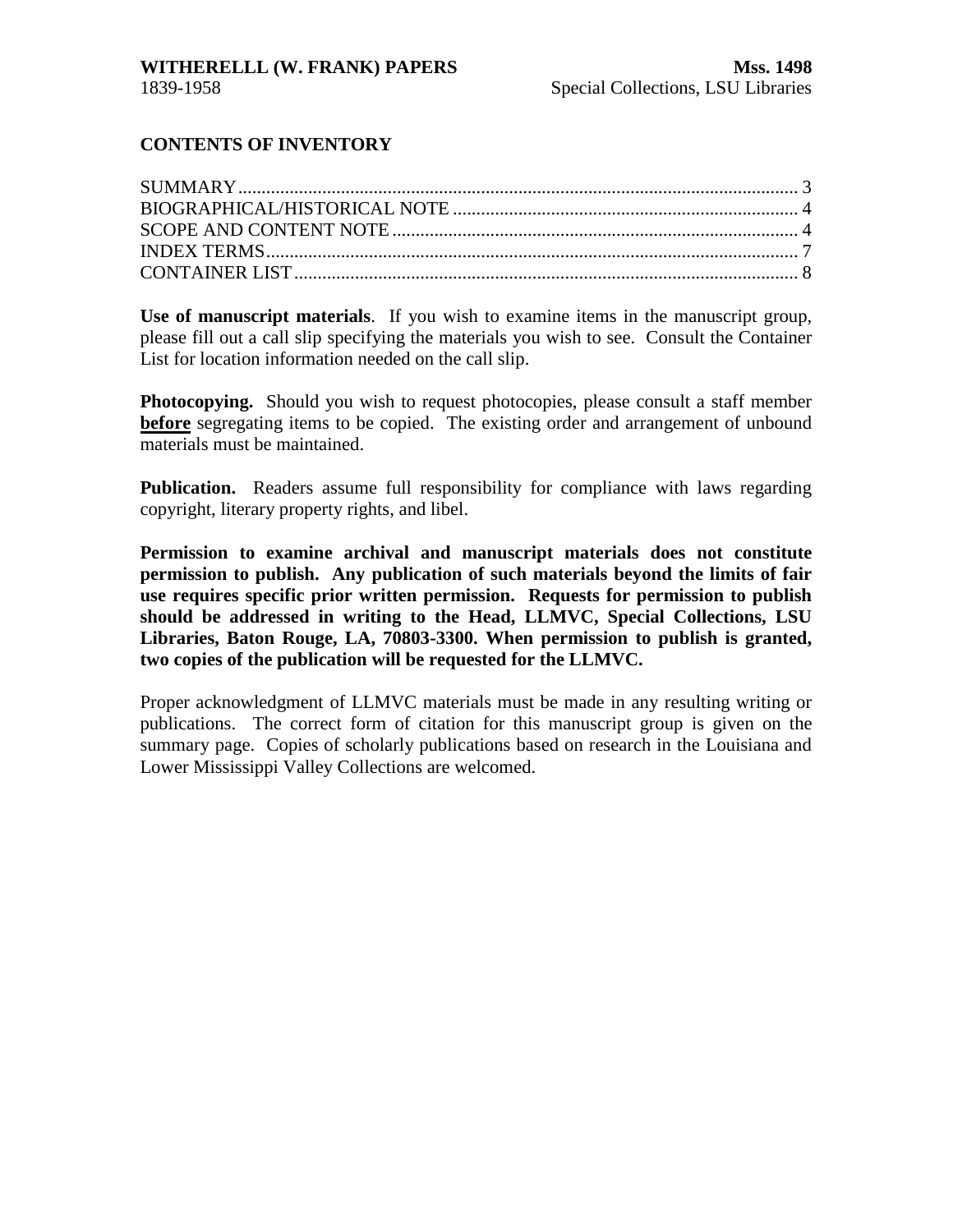## CONTENTS OF INVENTORY

SUMMARY ........................................................................................................ 3
BIOGRAPHICAL/HISTORICAL NOTE ......................................................................... 4
SCOPE AND CONTENT NOTE .................................................................................... 4
INDEX TERMS ................................................................................................... 7
CONTAINER LIST ............................................................................................... 8

**Use of manuscript materials**. If you wish to examine items in the manuscript group, please fill out a call slip specifying the materials you wish to see. Consult the Container List for location information needed on the call slip.

**Photocopying.** Should you wish to request photocopies, please consult a staff member **before** segregating items to be copied. The existing order and arrangement of unbound materials must be maintained.

**Publication.** Readers assume full responsibility for compliance with laws regarding copyright, literary property rights, and libel.

**Permission to examine archival and manuscript materials does not constitute permission to publish. Any publication of such materials beyond the limits of fair use requires specific prior written permission. Requests for permission to publish should be addressed in writing to the Head, LLMVC, Special Collections, LSU Libraries, Baton Rouge, LA, 70803-3300. When permission to publish is granted, two copies of the publication will be requested for the LLMVC.**

Proper acknowledgment of LLMVC materials must be made in any resulting writing or publications. The correct form of citation for this manuscript group is given on the summary page. Copies of scholarly publications based on research in the Louisiana and Lower Mississippi Valley Collections are welcomed.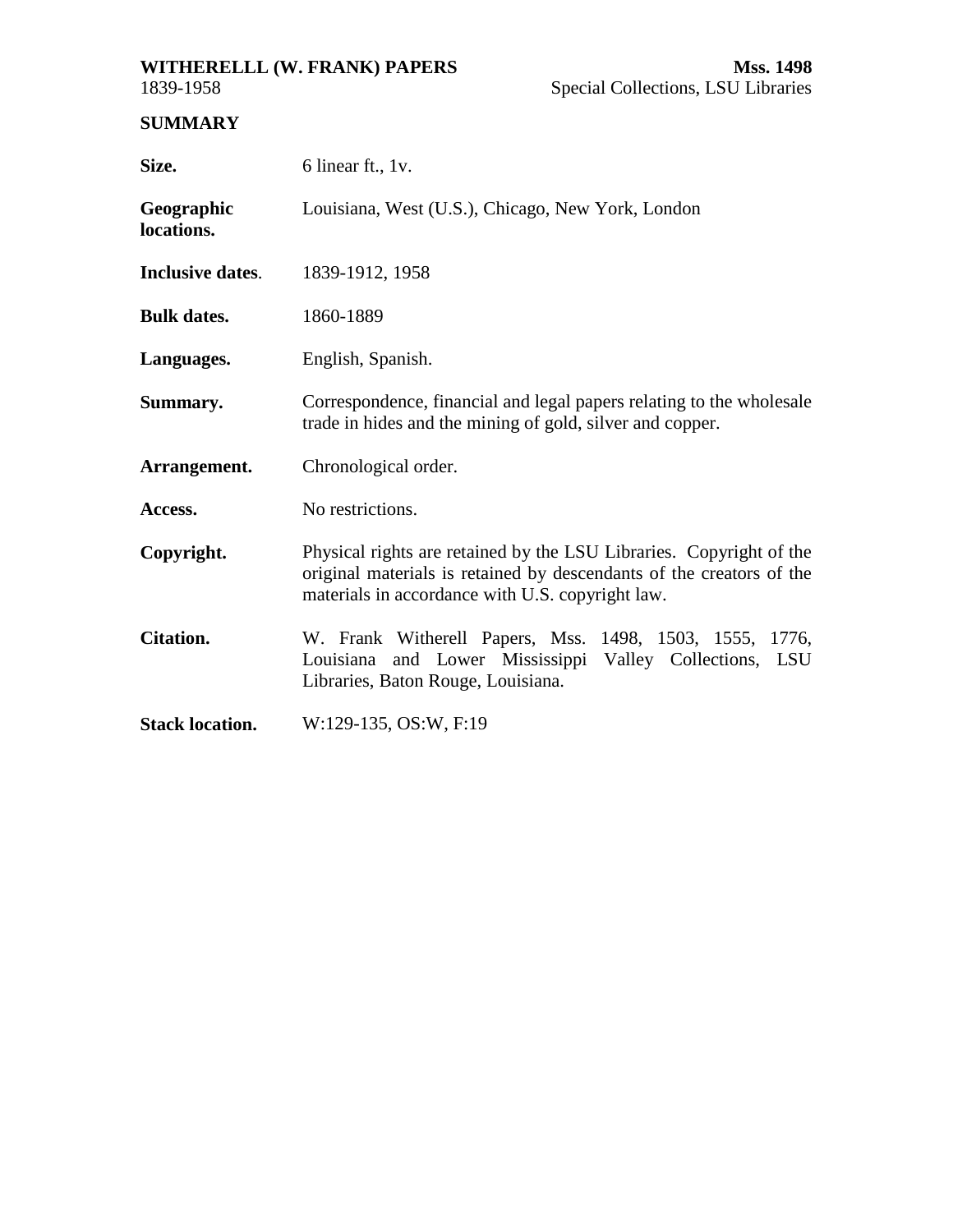**WITHERELLL (W. FRANK) PAPERS**
1839-1958

**Mss. 1498**
Special Collections, LSU Libraries

## SUMMARY

| | |
|---|---|
| **Size.** | 6 linear ft., 1v. |
| **Geographic locations.** | Louisiana, West (U.S.), Chicago, New York, London |
| **Inclusive dates.** | 1839-1912, 1958 |
| **Bulk dates.** | 1860-1889 |
| **Languages.** | English, Spanish. |
| **Summary.** | Correspondence, financial and legal papers relating to the wholesale trade in hides and the mining of gold, silver and copper. |
| **Arrangement.** | Chronological order. |
| **Access.** | No restrictions. |
| **Copyright.** | Physical rights are retained by the LSU Libraries. Copyright of the original materials is retained by descendants of the creators of the materials in accordance with U.S. copyright law. |
| **Citation.** | W. Frank Witherell Papers, Mss. 1498, 1503, 1555, 1776, Louisiana and Lower Mississippi Valley Collections, LSU Libraries, Baton Rouge, Louisiana. |
| **Stack location.** | W:129-135, OS:W, F:19 |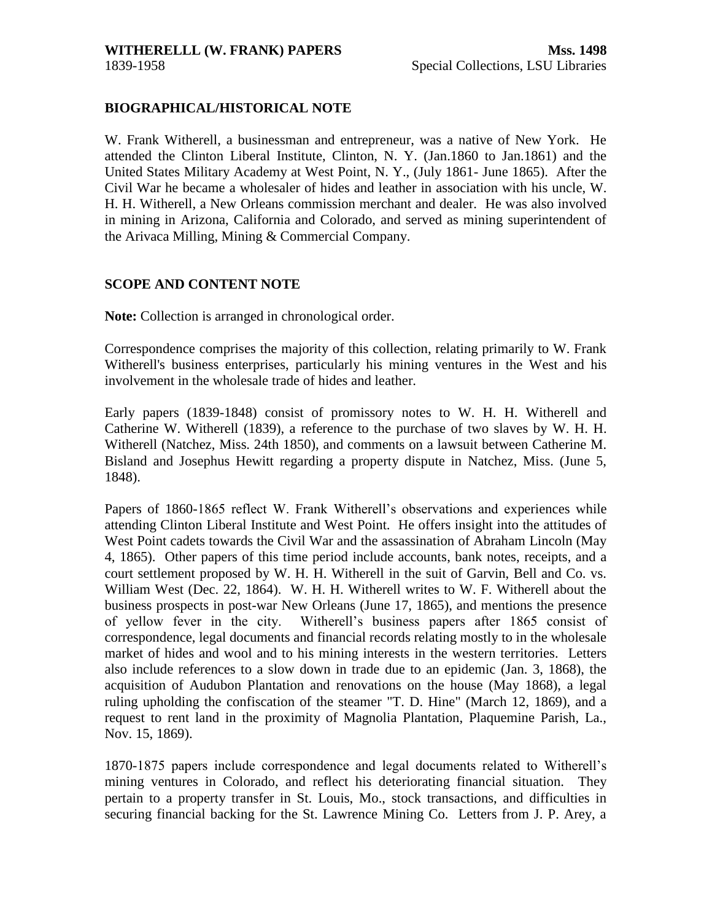## BIOGRAPHICAL/HISTORICAL NOTE

W. Frank Witherell, a businessman and entrepreneur, was a native of New York. He attended the Clinton Liberal Institute, Clinton, N. Y. (Jan.1860 to Jan.1861) and the United States Military Academy at West Point, N. Y., (July 1861- June 1865). After the Civil War he became a wholesaler of hides and leather in association with his uncle, W. H. H. Witherell, a New Orleans commission merchant and dealer. He was also involved in mining in Arizona, California and Colorado, and served as mining superintendent of the Arivaca Milling, Mining & Commercial Company.

## SCOPE AND CONTENT NOTE

**Note:** Collection is arranged in chronological order.

Correspondence comprises the majority of this collection, relating primarily to W. Frank Witherell's business enterprises, particularly his mining ventures in the West and his involvement in the wholesale trade of hides and leather.

Early papers (1839-1848) consist of promissory notes to W. H. H. Witherell and Catherine W. Witherell (1839), a reference to the purchase of two slaves by W. H. H. Witherell (Natchez, Miss. 24th 1850), and comments on a lawsuit between Catherine M. Bisland and Josephus Hewitt regarding a property dispute in Natchez, Miss. (June 5, 1848).

Papers of 1860-1865 reflect W. Frank Witherell's observations and experiences while attending Clinton Liberal Institute and West Point. He offers insight into the attitudes of West Point cadets towards the Civil War and the assassination of Abraham Lincoln (May 4, 1865). Other papers of this time period include accounts, bank notes, receipts, and a court settlement proposed by W. H. H. Witherell in the suit of Garvin, Bell and Co. vs. William West (Dec. 22, 1864). W. H. H. Witherell writes to W. F. Witherell about the business prospects in post-war New Orleans (June 17, 1865), and mentions the presence of yellow fever in the city. Witherell's business papers after 1865 consist of correspondence, legal documents and financial records relating mostly to in the wholesale market of hides and wool and to his mining interests in the western territories. Letters also include references to a slow down in trade due to an epidemic (Jan. 3, 1868), the acquisition of Audubon Plantation and renovations on the house (May 1868), a legal ruling upholding the confiscation of the steamer "T. D. Hine" (March 12, 1869), and a request to rent land in the proximity of Magnolia Plantation, Plaquemine Parish, La., Nov. 15, 1869).

1870-1875 papers include correspondence and legal documents related to Witherell's mining ventures in Colorado, and reflect his deteriorating financial situation. They pertain to a property transfer in St. Louis, Mo., stock transactions, and difficulties in securing financial backing for the St. Lawrence Mining Co. Letters from J. P. Arey, a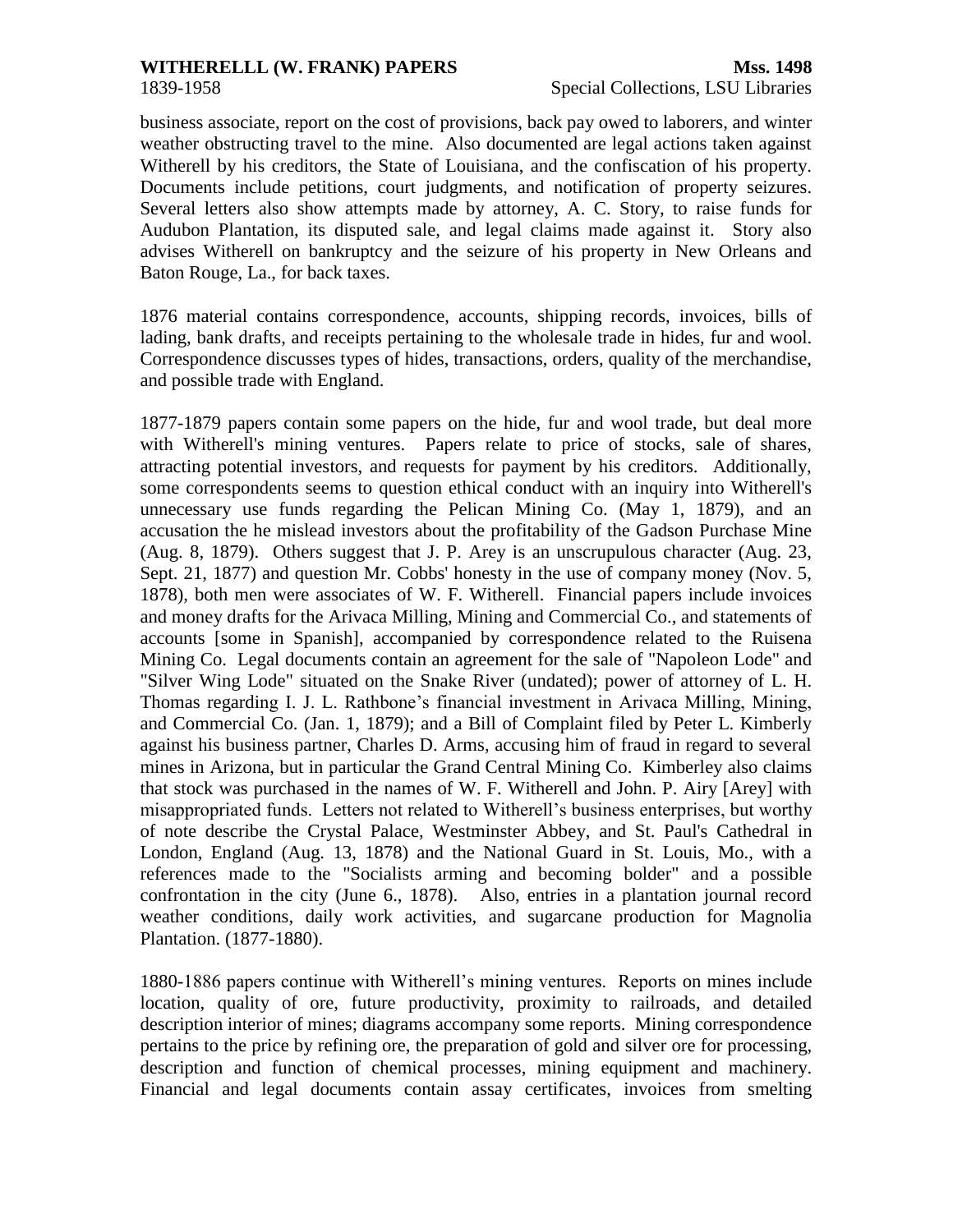business associate, report on the cost of provisions, back pay owed to laborers, and winter weather obstructing travel to the mine. Also documented are legal actions taken against Witherell by his creditors, the State of Louisiana, and the confiscation of his property. Documents include petitions, court judgments, and notification of property seizures. Several letters also show attempts made by attorney, A. C. Story, to raise funds for Audubon Plantation, its disputed sale, and legal claims made against it. Story also advises Witherell on bankruptcy and the seizure of his property in New Orleans and Baton Rouge, La., for back taxes.

1876 material contains correspondence, accounts, shipping records, invoices, bills of lading, bank drafts, and receipts pertaining to the wholesale trade in hides, fur and wool. Correspondence discusses types of hides, transactions, orders, quality of the merchandise, and possible trade with England.

1877-1879 papers contain some papers on the hide, fur and wool trade, but deal more with Witherell's mining ventures. Papers relate to price of stocks, sale of shares, attracting potential investors, and requests for payment by his creditors. Additionally, some correspondents seems to question ethical conduct with an inquiry into Witherell's unnecessary use funds regarding the Pelican Mining Co. (May 1, 1879), and an accusation the he mislead investors about the profitability of the Gadson Purchase Mine (Aug. 8, 1879). Others suggest that J. P. Arey is an unscrupulous character (Aug. 23, Sept. 21, 1877) and question Mr. Cobbs' honesty in the use of company money (Nov. 5, 1878), both men were associates of W. F. Witherell. Financial papers include invoices and money drafts for the Arivaca Milling, Mining and Commercial Co., and statements of accounts [some in Spanish], accompanied by correspondence related to the Ruisena Mining Co. Legal documents contain an agreement for the sale of "Napoleon Lode" and "Silver Wing Lode" situated on the Snake River (undated); power of attorney of L. H. Thomas regarding I. J. L. Rathbone's financial investment in Arivaca Milling, Mining, and Commercial Co. (Jan. 1, 1879); and a Bill of Complaint filed by Peter L. Kimberly against his business partner, Charles D. Arms, accusing him of fraud in regard to several mines in Arizona, but in particular the Grand Central Mining Co. Kimberley also claims that stock was purchased in the names of W. F. Witherell and John. P. Airy [Arey] with misappropriated funds. Letters not related to Witherell's business enterprises, but worthy of note describe the Crystal Palace, Westminster Abbey, and St. Paul's Cathedral in London, England (Aug. 13, 1878) and the National Guard in St. Louis, Mo., with a references made to the "Socialists arming and becoming bolder" and a possible confrontation in the city (June 6., 1878). Also, entries in a plantation journal record weather conditions, daily work activities, and sugarcane production for Magnolia Plantation. (1877-1880).

1880-1886 papers continue with Witherell's mining ventures. Reports on mines include location, quality of ore, future productivity, proximity to railroads, and detailed description interior of mines; diagrams accompany some reports. Mining correspondence pertains to the price by refining ore, the preparation of gold and silver ore for processing, description and function of chemical processes, mining equipment and machinery. Financial and legal documents contain assay certificates, invoices from smelting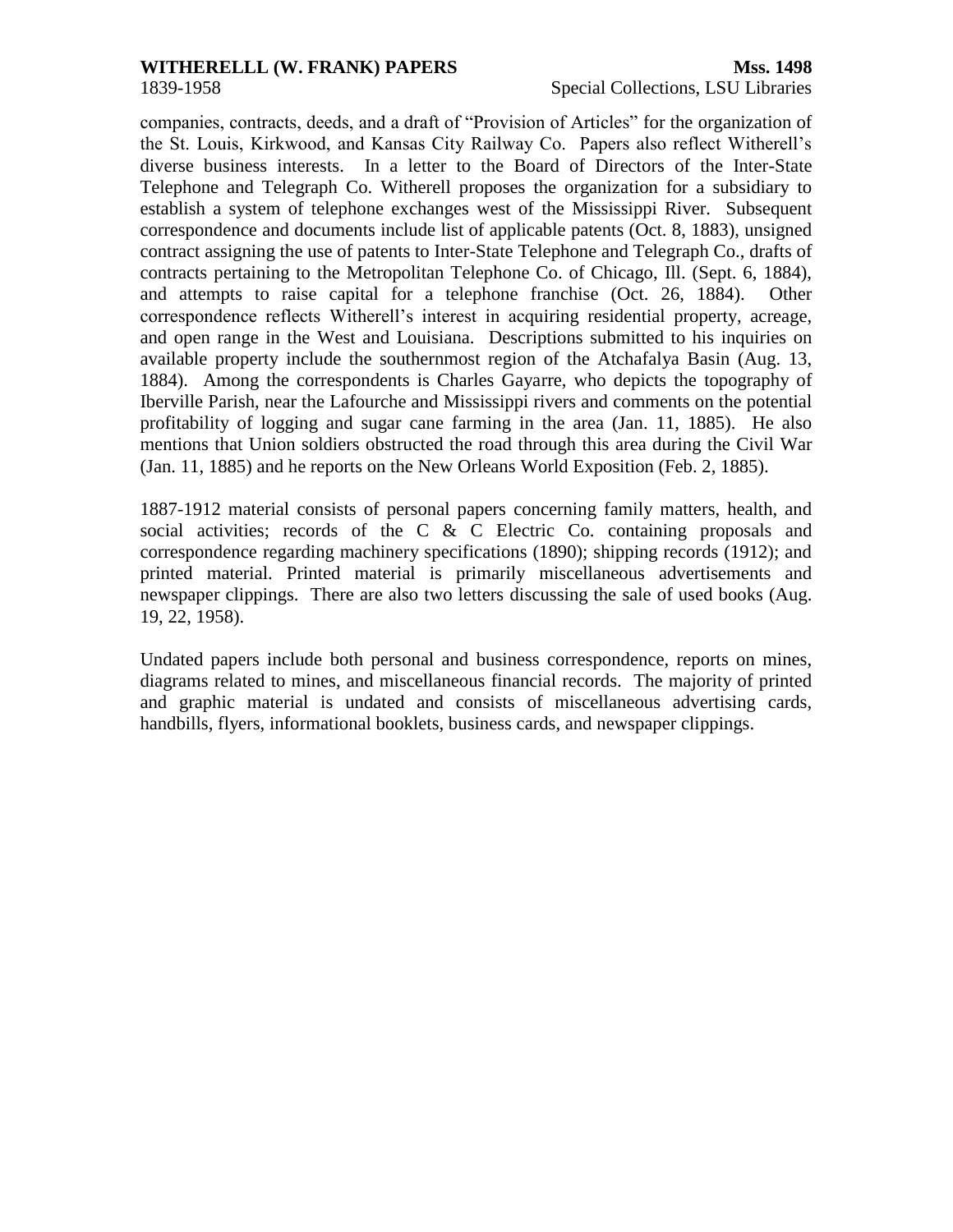companies, contracts, deeds, and a draft of "Provision of Articles" for the organization of the St. Louis, Kirkwood, and Kansas City Railway Co. Papers also reflect Witherell's diverse business interests. In a letter to the Board of Directors of the Inter-State Telephone and Telegraph Co. Witherell proposes the organization for a subsidiary to establish a system of telephone exchanges west of the Mississippi River. Subsequent correspondence and documents include list of applicable patents (Oct. 8, 1883), unsigned contract assigning the use of patents to Inter-State Telephone and Telegraph Co., drafts of contracts pertaining to the Metropolitan Telephone Co. of Chicago, Ill. (Sept. 6, 1884), and attempts to raise capital for a telephone franchise (Oct. 26, 1884). Other correspondence reflects Witherell's interest in acquiring residential property, acreage, and open range in the West and Louisiana. Descriptions submitted to his inquiries on available property include the southernmost region of the Atchafalya Basin (Aug. 13, 1884). Among the correspondents is Charles Gayarre, who depicts the topography of Iberville Parish, near the Lafourche and Mississippi rivers and comments on the potential profitability of logging and sugar cane farming in the area (Jan. 11, 1885). He also mentions that Union soldiers obstructed the road through this area during the Civil War (Jan. 11, 1885) and he reports on the New Orleans World Exposition (Feb. 2, 1885).

1887-1912 material consists of personal papers concerning family matters, health, and social activities; records of the C & C Electric Co. containing proposals and correspondence regarding machinery specifications (1890); shipping records (1912); and printed material. Printed material is primarily miscellaneous advertisements and newspaper clippings. There are also two letters discussing the sale of used books (Aug. 19, 22, 1958).

Undated papers include both personal and business correspondence, reports on mines, diagrams related to mines, and miscellaneous financial records. The majority of printed and graphic material is undated and consists of miscellaneous advertising cards, handbills, flyers, informational booklets, business cards, and newspaper clippings.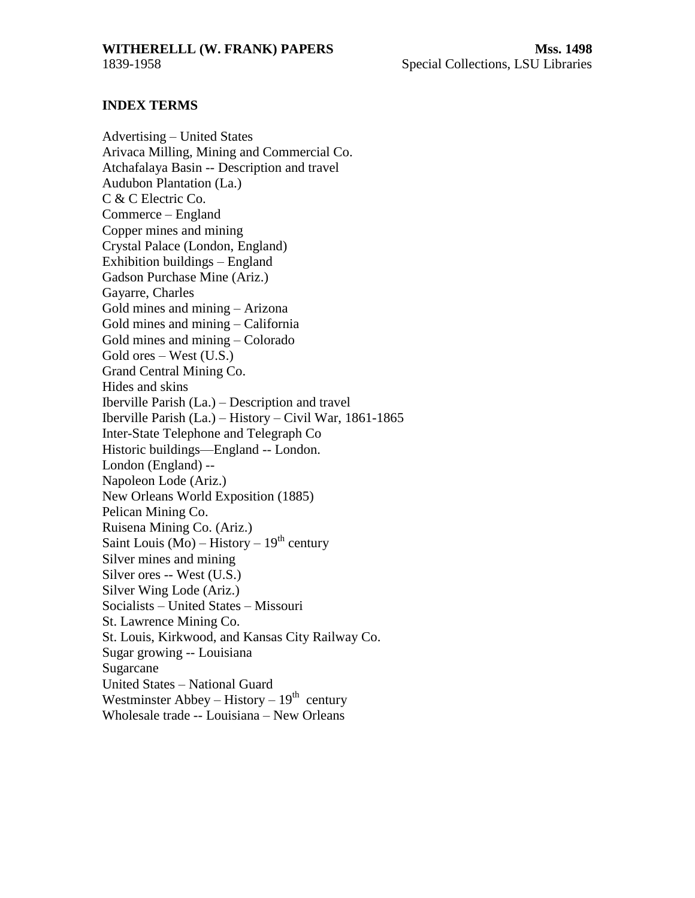**WITHERELLL (W. FRANK) PAPERS** **Mss. 1498**
1839-1958 Special Collections, LSU Libraries

## INDEX TERMS

Advertising – United States
Arivaca Milling, Mining and Commercial Co.
Atchafalaya Basin -- Description and travel
Audubon Plantation (La.)
C & C Electric Co.
Commerce – England
Copper mines and mining
Crystal Palace (London, England)
Exhibition buildings – England
Gadson Purchase Mine (Ariz.)
Gayarre, Charles
Gold mines and mining – Arizona
Gold mines and mining – California
Gold mines and mining – Colorado
Gold ores – West (U.S.)
Grand Central Mining Co.
Hides and skins
Iberville Parish (La.) – Description and travel
Iberville Parish (La.) – History – Civil War, 1861-1865
Inter-State Telephone and Telegraph Co
Historic buildings—England -- London.
London (England) --
Napoleon Lode (Ariz.)
New Orleans World Exposition (1885)
Pelican Mining Co.
Ruisena Mining Co. (Ariz.)
Saint Louis (Mo) – History – 19th century
Silver mines and mining
Silver ores -- West (U.S.)
Silver Wing Lode (Ariz.)
Socialists – United States – Missouri
St. Lawrence Mining Co.
St. Louis, Kirkwood, and Kansas City Railway Co.
Sugar growing -- Louisiana
Sugarcane
United States – National Guard
Westminster Abbey – History – 19th century
Wholesale trade -- Louisiana – New Orleans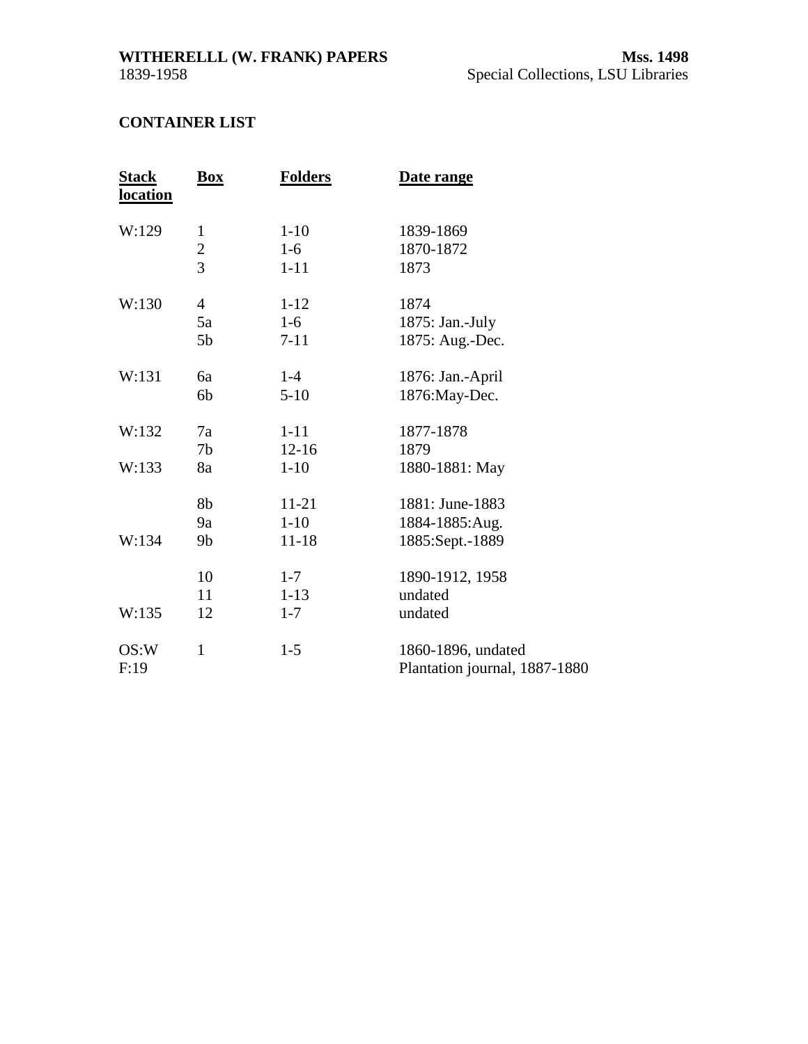**WITHERELLL (W. FRANK) PAPERS**
1839-1958

**Mss. 1498**
Special Collections, LSU Libraries

## CONTAINER LIST

| Stack location | Box | Folders | Date range |
|---|---|---|---|
| W:129 | 1 | 1-10 | 1839-1869 |
| | 2 | 1-6 | 1870-1872 |
| | 3 | 1-11 | 1873 |
| W:130 | 4 | 1-12 | 1874 |
| | 5a | 1-6 | 1875: Jan.-July |
| | 5b | 7-11 | 1875: Aug.-Dec. |
| W:131 | 6a | 1-4 | 1876: Jan.-April |
| | 6b | 5-10 | 1876:May-Dec. |
| W:132 | 7a | 1-11 | 1877-1878 |
| | 7b | 12-16 | 1879 |
| W:133 | 8a | 1-10 | 1880-1881: May |
| | 8b | 11-21 | 1881: June-1883 |
| | 9a | 1-10 | 1884-1885:Aug. |
| W:134 | 9b | 11-18 | 1885:Sept.-1889 |
| | 10 | 1-7 | 1890-1912, 1958 |
| | 11 | 1-13 | undated |
| W:135 | 12 | 1-7 | undated |
| OS:W | 1 | 1-5 | 1860-1896, undated |
| F:19 | | | Plantation journal, 1887-1880 |